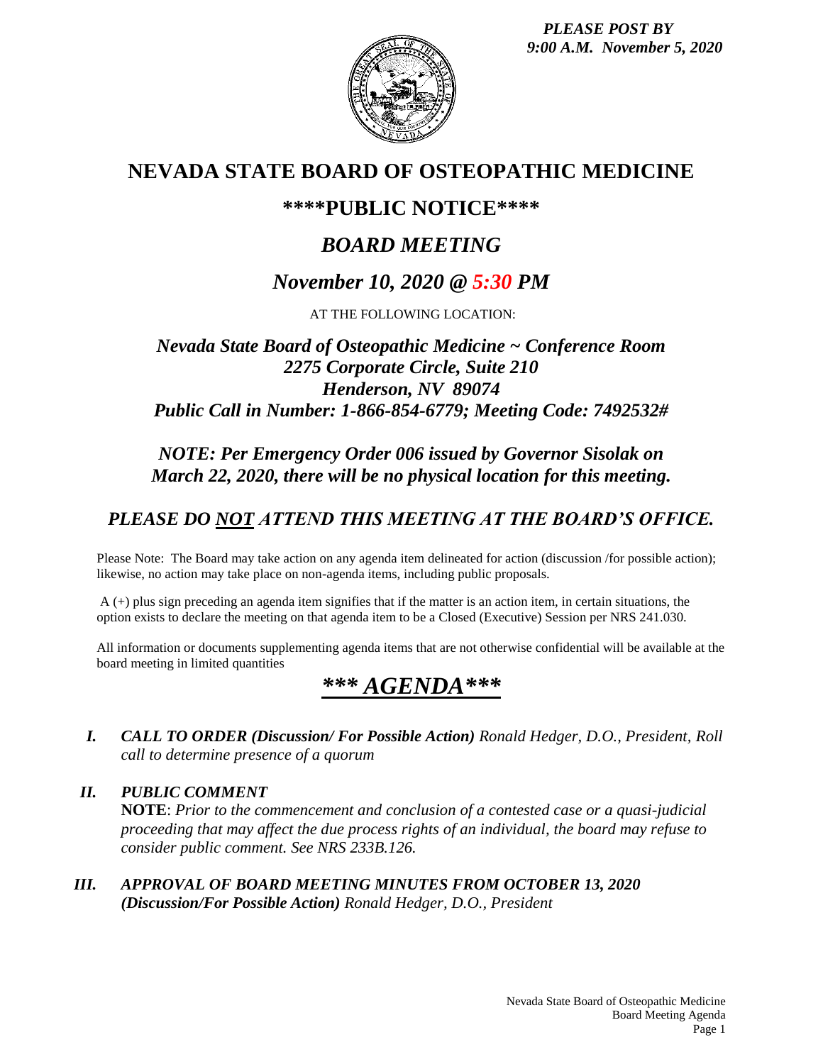*PLEASE POST BY*
*9:00 A.M. November 5, 2020*

# NEVADA STATE BOARD OF OSTEOPATHIC MEDICINE

## \*\*\*\*PUBLIC NOTICE\*\*\*\*

## *BOARD MEETING*

## *November 10, 2020 @ 5:30 PM*

AT THE FOLLOWING LOCATION:

### *Nevada State Board of Osteopathic Medicine ~ Conference Room*
### *2275 Corporate Circle, Suite 210*
### *Henderson, NV 89074*
### *Public Call in Number: 1-866-854-6779; Meeting Code: 7492532#*

### *NOTE: Per Emergency Order 006 issued by Governor Sisolak on March 22, 2020, there will be no physical location for this meeting.*

### *PLEASE DO NOT ATTEND THIS MEETING AT THE BOARD'S OFFICE.*

Please Note: The Board may take action on any agenda item delineated for action (discussion /for possible action); likewise, no action may take place on non-agenda items, including public proposals.

A (+) plus sign preceding an agenda item signifies that if the matter is an action item, in certain situations, the option exists to declare the meeting on that agenda item to be a Closed (Executive) Session per NRS 241.030.

All information or documents supplementing agenda items that are not otherwise confidential will be available at the board meeting in limited quantities

## *\*\*\* AGENDA\*\*\**

**I.** ***CALL TO ORDER (Discussion/ For Possible Action)*** *Ronald Hedger, D.O., President, Roll call to determine presence of a quorum*

**II.** ***PUBLIC COMMENT***
**NOTE**: *Prior to the commencement and conclusion of a contested case or a quasi-judicial proceeding that may affect the due process rights of an individual, the board may refuse to consider public comment. See NRS 233B.126.*

**III.** ***APPROVAL OF BOARD MEETING MINUTES FROM OCTOBER 13, 2020 (Discussion/For Possible Action)*** *Ronald Hedger, D.O., President*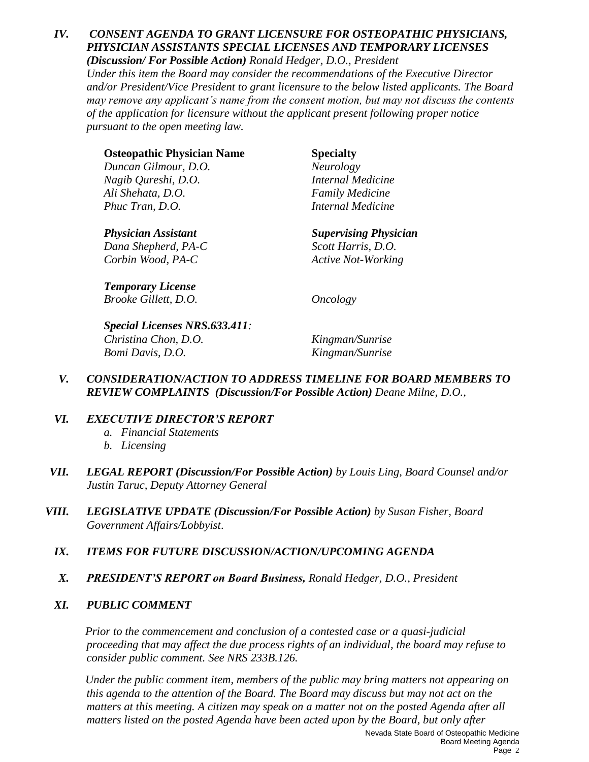## *IV. CONSENT AGENDA TO GRANT LICENSURE FOR OSTEOPATHIC PHYSICIANS, PHYSICIAN ASSISTANTS SPECIAL LICENSES AND TEMPORARY LICENSES*

***(Discussion/ For Possible Action)*** *Ronald Hedger, D.O., President*

*Under this item the Board may consider the recommendations of the Executive Director and/or President/Vice President to grant licensure to the below listed applicants. The Board may remove any applicant's name from the consent motion, but may not discuss the contents of the application for licensure without the applicant present following proper notice pursuant to the open meeting law.*

| **Osteopathic Physician Name** | **Specialty** |
|---|---|
| *Duncan Gilmour, D.O.* | *Neurology* |
| *Nagib Qureshi, D.O.* | *Internal Medicine* |
| *Ali Shehata, D.O.* | *Family Medicine* |
| *Phuc Tran, D.O.* | *Internal Medicine* |

| ***Physician Assistant*** | ***Supervising Physician*** |
|---|---|
| *Dana Shepherd, PA-C* | *Scott Harris, D.O.* |
| *Corbin Wood, PA-C* | *Active Not-Working* |

***Temporary License***

| | |
|---|---|
| *Brooke Gillett, D.O.* | *Oncology* |

***Special Licenses NRS.633.411:***

| | |
|---|---|
| *Christina Chon, D.O.* | *Kingman/Sunrise* |
| *Bomi Davis, D.O.* | *Kingman/Sunrise* |

## *V. CONSIDERATION/ACTION TO ADDRESS TIMELINE FOR BOARD MEMBERS TO REVIEW COMPLAINTS (Discussion/For Possible Action)* *Deane Milne, D.O.,*

## *VI. EXECUTIVE DIRECTOR'S REPORT*

a. *Financial Statements*
b. *Licensing*

## *VII. LEGAL REPORT (Discussion/For Possible Action)* *by Louis Ling, Board Counsel and/or Justin Taruc, Deputy Attorney General*

## *VIII. LEGISLATIVE UPDATE (Discussion/For Possible Action)* *by Susan Fisher, Board Government Affairs/Lobbyist.*

## *IX. ITEMS FOR FUTURE DISCUSSION/ACTION/UPCOMING AGENDA*

## *X. PRESIDENT'S REPORT on Board Business,* *Ronald Hedger, D.O., President*

## *XI. PUBLIC COMMENT*

*Prior to the commencement and conclusion of a contested case or a quasi-judicial proceeding that may affect the due process rights of an individual, the board may refuse to consider public comment. See NRS 233B.126.*

*Under the public comment item, members of the public may bring matters not appearing on this agenda to the attention of the Board. The Board may discuss but may not act on the matters at this meeting. A citizen may speak on a matter not on the posted Agenda after all matters listed on the posted Agenda have been acted upon by the Board, but only after*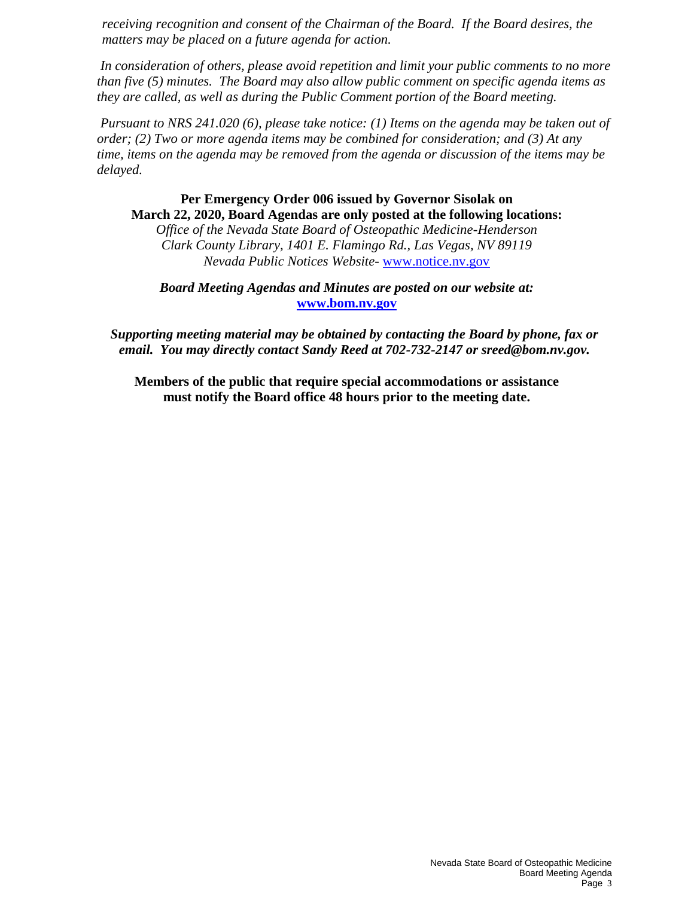*receiving recognition and consent of the Chairman of the Board. If the Board desires, the matters may be placed on a future agenda for action.*

*In consideration of others, please avoid repetition and limit your public comments to no more than five (5) minutes. The Board may also allow public comment on specific agenda items as they are called, as well as during the Public Comment portion of the Board meeting.*

*Pursuant to NRS 241.020 (6), please take notice: (1) Items on the agenda may be taken out of order; (2) Two or more agenda items may be combined for consideration; and (3) At any time, items on the agenda may be removed from the agenda or discussion of the items may be delayed.*

**Per Emergency Order 006 issued by Governor Sisolak on March 22, 2020, Board Agendas are only posted at the following locations:**
*Office of the Nevada State Board of Osteopathic Medicine-Henderson*
*Clark County Library, 1401 E. Flamingo Rd., Las Vegas, NV 89119*
*Nevada Public Notices Website-* www.notice.nv.gov

***Board Meeting Agendas and Minutes are posted on our website at:***
**www.bom.nv.gov**

***Supporting meeting material may be obtained by contacting the Board by phone, fax or email. You may directly contact Sandy Reed at 702-732-2147 or sreed@bom.nv.gov.***

**Members of the public that require special accommodations or assistance must notify the Board office 48 hours prior to the meeting date.**